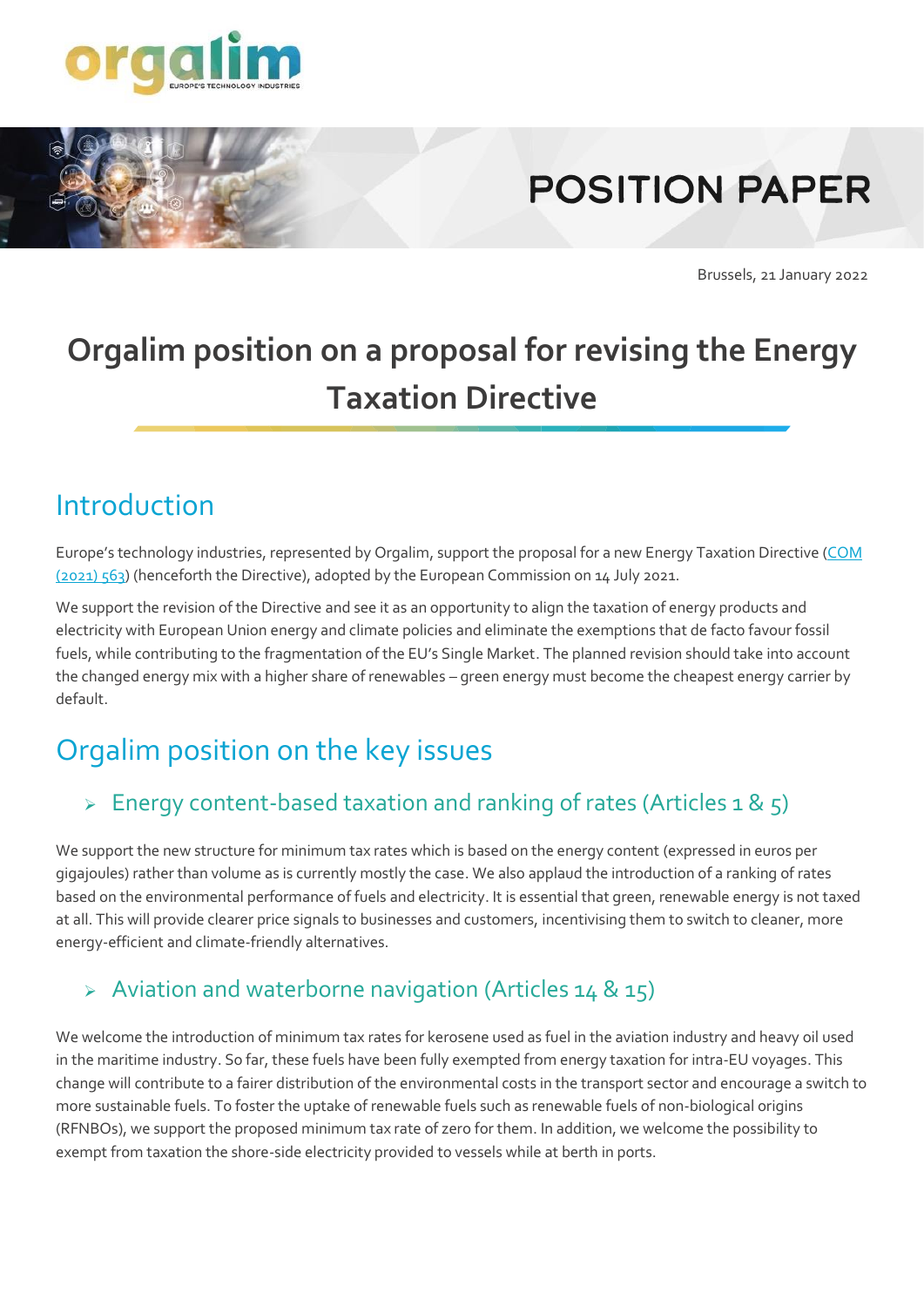POSITION PAPER

Brussels, 21 January 2022

# Orgalim position on a proposal for revising the Energy Taxation Directive

## Introduction

Europe's technology industries, represented by Orgalim, support the proposal for a new Energy Taxation Directive (COM (2021) 563) (henceforth the Directive), adopted by the European Commission on 14 July 2021.

We support the revision of the Directive and see it as an opportunity to align the taxation of energy products and electricity with European Union energy and climate policies and eliminate the exemptions that de facto favour fossil fuels, while contributing to the fragmentation of the EU's Single Market. The planned revision should take into account the changed energy mix with a higher share of renewables – green energy must become the cheapest energy carrier by default.

## Orgalim position on the key issues

### Energy content-based taxation and ranking of rates (Articles 1 & 5)

We support the new structure for minimum tax rates which is based on the energy content (expressed in euros per gigajoules) rather than volume as is currently mostly the case. We also applaud the introduction of a ranking of rates based on the environmental performance of fuels and electricity. It is essential that green, renewable energy is not taxed at all. This will provide clearer price signals to businesses and customers, incentivising them to switch to cleaner, more energy-efficient and climate-friendly alternatives.

### Aviation and waterborne navigation (Articles 14 & 15)

We welcome the introduction of minimum tax rates for kerosene used as fuel in the aviation industry and heavy oil used in the maritime industry. So far, these fuels have been fully exempted from energy taxation for intra-EU voyages. This change will contribute to a fairer distribution of the environmental costs in the transport sector and encourage a switch to more sustainable fuels. To foster the uptake of renewable fuels such as renewable fuels of non-biological origins (RFNBOs), we support the proposed minimum tax rate of zero for them. In addition, we welcome the possibility to exempt from taxation the shore-side electricity provided to vessels while at berth in ports.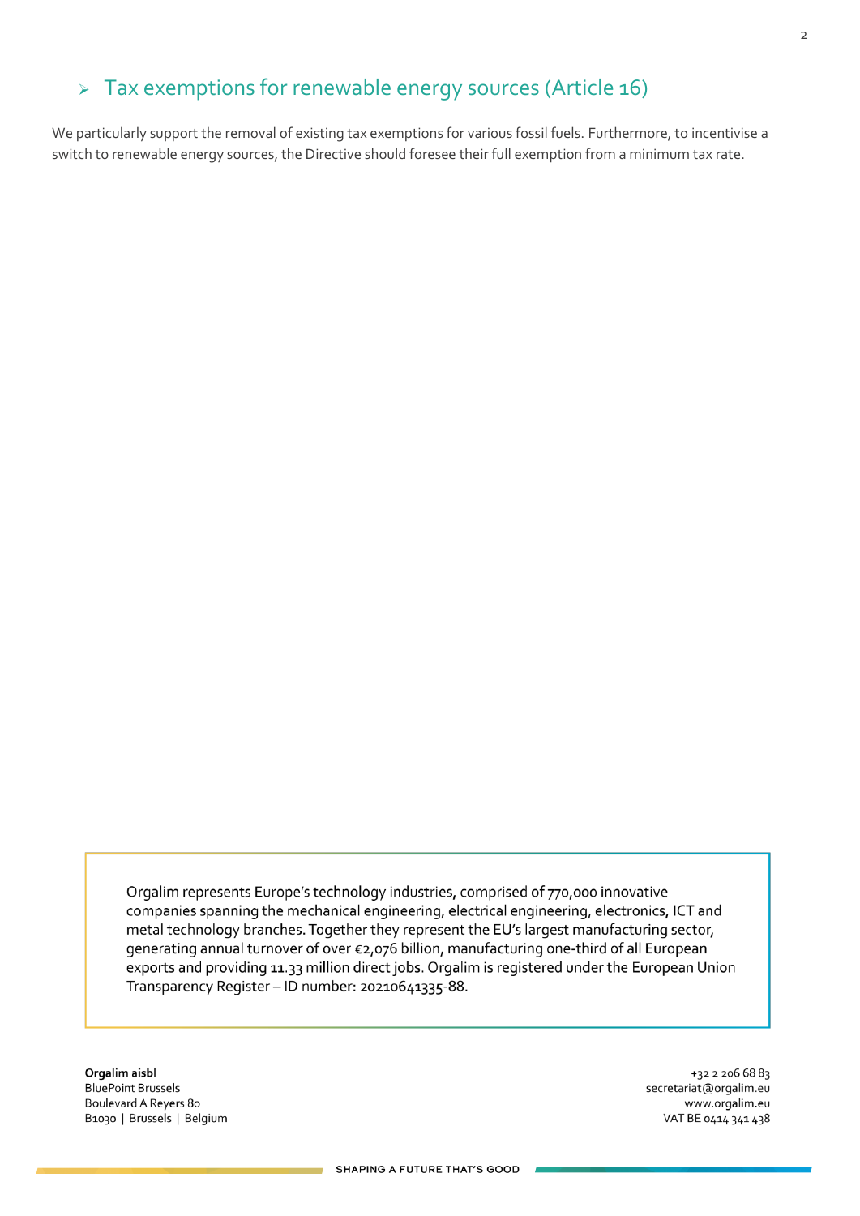## ➢ Tax exemptions for renewable energy sources (Article 16)

We particularly support the removal of existing tax exemptions for various fossil fuels. Furthermore, to incentivise a switch to renewable energy sources, the Directive should foresee their full exemption from a minimum tax rate.

Orgalim represents Europe's technology industries, comprised of 770,000 innovative companies spanning the mechanical engineering, electrical engineering, electronics, ICT and metal technology branches. Together they represent the EU's largest manufacturing sector, generating annual turnover of over €2,076 billion, manufacturing one-third of all European exports and providing 11.33 million direct jobs. Orgalim is registered under the European Union Transparency Register – ID number: 20210641335-88.

**Orgalim aisbl**
BluePoint Brussels
Boulevard A Reyers 80
B1030 | Brussels | Belgium

+32 2 206 68 83
secretariat@orgalim.eu
www.orgalim.eu
VAT BE 0414 341 438

SHAPING A FUTURE THAT'S GOOD